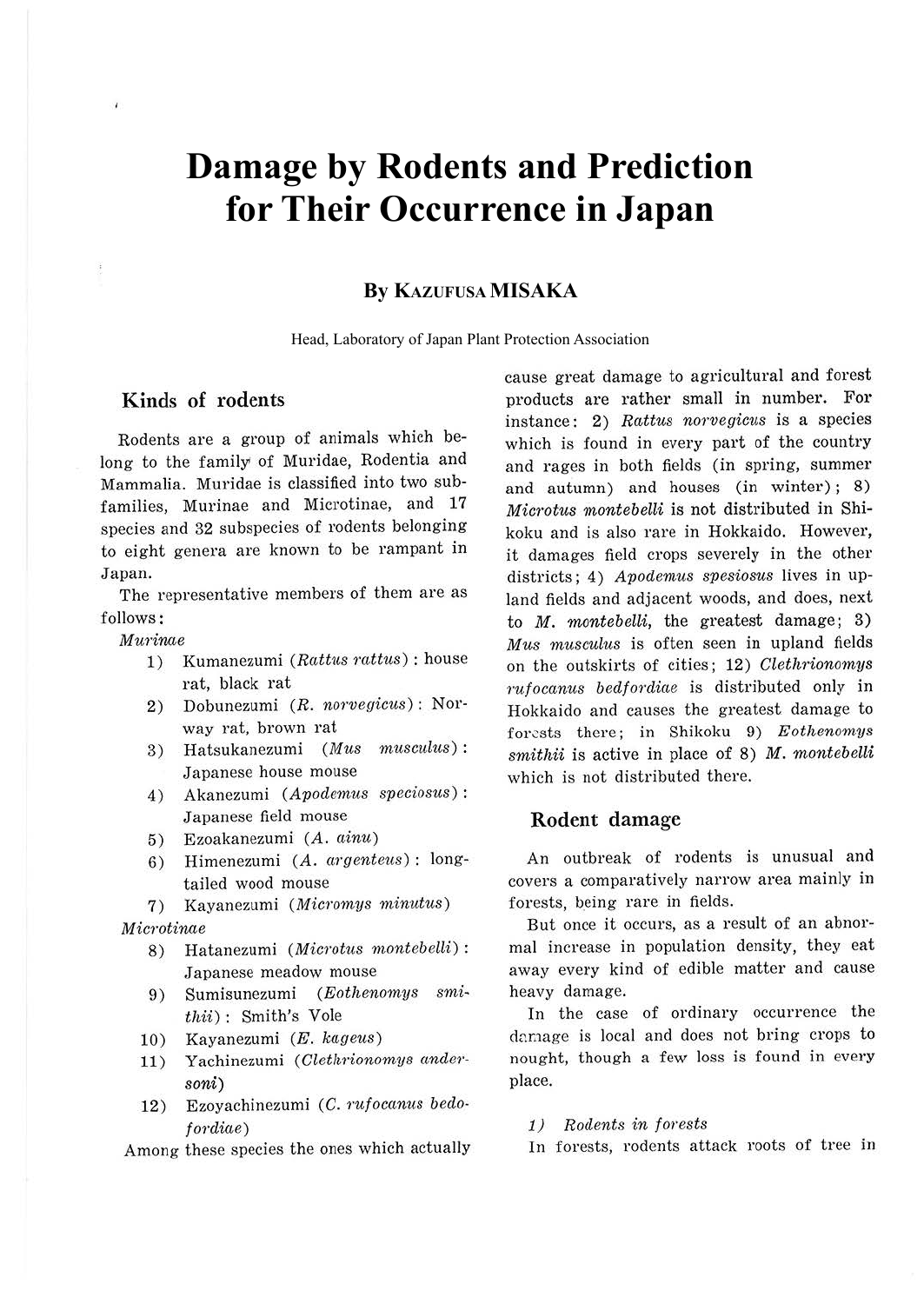# Damage by Rodents and Prediction for Their Occurrence in Japan

**By KAZUFUSA MISAKA**

Head, Laboratory of Japan Plant Protection Association

## Kinds of rodents

Rodents are a group of animals which belong to the family of Muridae, Rodentia and Mammalia. Muridae is classified into two subfamilies, Murinae and Microtinae, and 17 species and 32 subspecies of rodents belonging to eight genera are known to be rampant in Japan.

The representative members of them are as follows:

*Murinae*

1) Kumanezumi (*Rattus rattus*): house rat, black rat
2) Dobunezumi (*R. norvegicus*): Norway rat, brown rat
3) Hatsukanezumi (*Mus musculus*): Japanese house mouse
4) Akanezumi (*Apodemus speciosus*): Japanese field mouse
5) Ezoakanezumi (*A. ainu*)
6) Himenezumi (*A. argenteus*): long-tailed wood mouse
7) Kayanezumi (*Micromys minutus*)

*Microtinae*

8) Hatanezumi (*Microtus montebelli*): Japanese meadow mouse
9) Sumisunezumi (*Eothenomys smithii*): Smith's Vole
10) Kayanezumi (*E. kageus*)
11) Yachinezumi (*Clethrionomys andersoni*)
12) Ezoyachinezumi (*C. rufocanus bedofordiae*)

Among these species the ones which actually cause great damage to agricultural and forest products are rather small in number. For instance: 2) *Rattus norvegicus* is a species which is found in every part of the country and rages in both fields (in spring, summer and autumn) and houses (in winter); 8) *Microtus montebelli* is not distributed in Shikoku and is also rare in Hokkaido. However, it damages field crops severely in the other districts; 4) *Apodemus spesiosus* lives in upland fields and adjacent woods, and does, next to *M. montebelli*, the greatest damage; 3) *Mus musculus* is often seen in upland fields on the outskirts of cities; 12) *Clethrionomys rufocanus bedfordiae* is distributed only in Hokkaido and causes the greatest damage to forests there; in Shikoku 9) *Eothenomys smithii* is active in place of 8) *M. montebelli* which is not distributed there.

## Rodent damage

An outbreak of rodents is unusual and covers a comparatively narrow area mainly in forests, being rare in fields.

But once it occurs, as a result of an abnormal increase in population density, they eat away every kind of edible matter and cause heavy damage.

In the case of ordinary occurrence the damage is local and does not bring crops to nought, though a few loss is found in every place.

*1) Rodents in forests*

In forests, rodents attack roots of tree in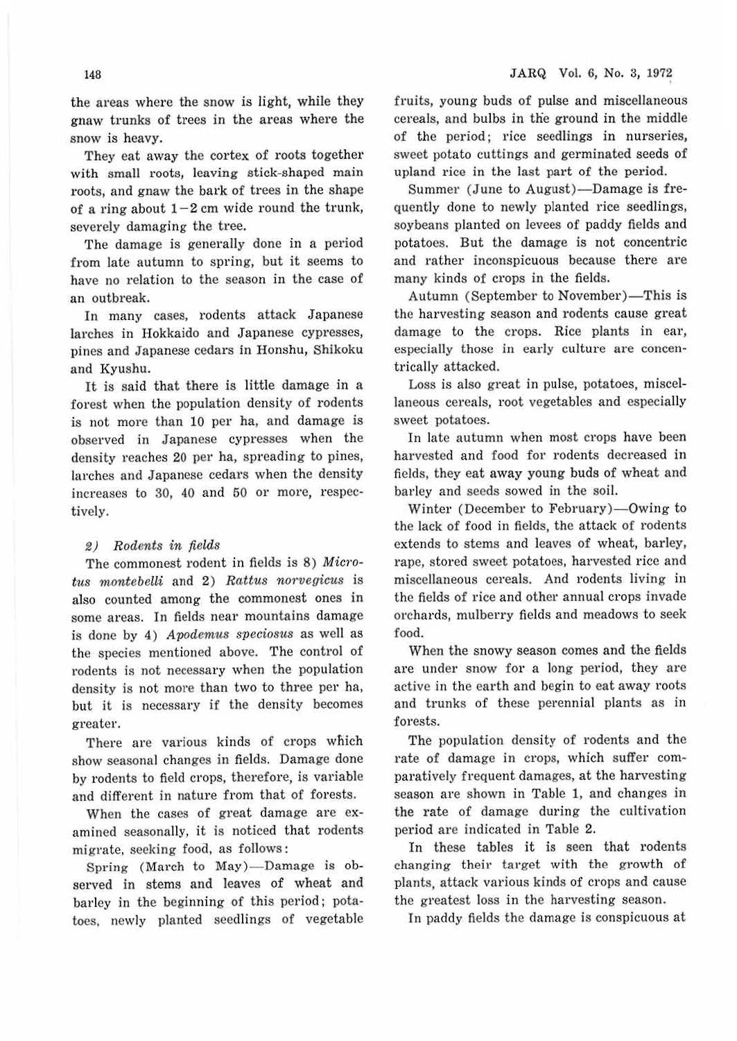the areas where the snow is light, while they gnaw trunks of trees in the areas where the snow is heavy.

They eat away the cortex of roots together with small roots, leaving stick-shaped main roots, and gnaw the bark of trees in the shape of a ring about 1–2 cm wide round the trunk, severely damaging the tree.

The damage is generally done in a period from late autumn to spring, but it seems to have no relation to the season in the case of an outbreak.

In many cases, rodents attack Japanese larches in Hokkaido and Japanese cypresses, pines and Japanese cedars in Honshu, Shikoku and Kyushu.

It is said that there is little damage in a forest when the population density of rodents is not more than 10 per ha, and damage is observed in Japanese cypresses when the density reaches 20 per ha, spreading to pines, larches and Japanese cedars when the density increases to 30, 40 and 50 or more, respectively.

### 2) Rodents in fields

The commonest rodent in fields is 8) *Microtus montebelli* and 2) *Rattus norvegicus* is also counted among the commonest ones in some areas. In fields near mountains damage is done by 4) *Apodemus speciosus* as well as the species mentioned above. The control of rodents is not necessary when the population density is not more than two to three per ha, but it is necessary if the density becomes greater.

There are various kinds of crops which show seasonal changes in fields. Damage done by rodents to field crops, therefore, is variable and different in nature from that of forests.

When the cases of great damage are examined seasonally, it is noticed that rodents migrate, seeking food, as follows:

Spring (March to May)—Damage is observed in stems and leaves of wheat and barley in the beginning of this period; potatoes, newly planted seedlings of vegetable fruits, young buds of pulse and miscellaneous cereals, and bulbs in the ground in the middle of the period; rice seedlings in nurseries, sweet potato cuttings and germinated seeds of upland rice in the last part of the period.

Summer (June to August)—Damage is frequently done to newly planted rice seedlings, soybeans planted on levees of paddy fields and potatoes. But the damage is not concentric and rather inconspicuous because there are many kinds of crops in the fields.

Autumn (September to November)—This is the harvesting season and rodents cause great damage to the crops. Rice plants in ear, especially those in early culture are concentrically attacked.

Loss is also great in pulse, potatoes, miscellaneous cereals, root vegetables and especially sweet potatoes.

In late autumn when most crops have been harvested and food for rodents decreased in fields, they eat away young buds of wheat and barley and seeds sowed in the soil.

Winter (December to February)—Owing to the lack of food in fields, the attack of rodents extends to stems and leaves of wheat, barley, rape, stored sweet potatoes, harvested rice and miscellaneous cereals. And rodents living in the fields of rice and other annual crops invade orchards, mulberry fields and meadows to seek food.

When the snowy season comes and the fields are under snow for a long period, they are active in the earth and begin to eat away roots and trunks of these perennial plants as in forests.

The population density of rodents and the rate of damage in crops, which suffer comparatively frequent damages, at the harvesting season are shown in Table 1, and changes in the rate of damage during the cultivation period are indicated in Table 2.

In these tables it is seen that rodents changing their target with the growth of plants, attack various kinds of crops and cause the greatest loss in the harvesting season.

In paddy fields the damage is conspicuous at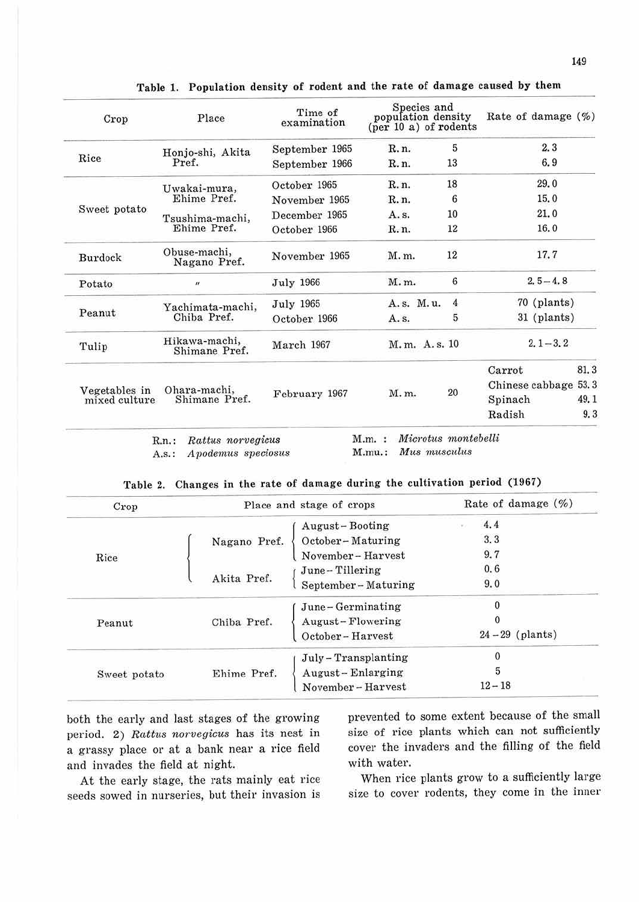**Table 1. Population density of rodent and the rate of damage caused by them**

| Crop | Place | Time of examination | Species and population density (per 10 a) of rodents | | Rate of damage (%) |
|---|---|---|---|---|---|
| Rice | Honjo-shi, Akita Pref. | September 1965 | R. n. | 5 | 2. 3 |
| | | September 1966 | R. n. | 13 | 6. 9 |
| Sweet potato | Uwakai-mura, Ehime Pref. | October 1965 | R. n. | 18 | 29. 0 |
| | | November 1965 | R. n. | 6 | 15. 0 |
| | Tsushima-machi, Ehime Pref. | December 1965 | A. s. | 10 | 21. 0 |
| | | October 1966 | R. n. | 12 | 16. 0 |
| Burdock | Obuse-machi, Nagano Pref. | November 1965 | M. m. | 12 | 17. 7 |
| Potato | 〃 | July 1966 | M. m. | 6 | 2. 5－4. 8 |
| Peanut | Yachimata-machi, Chiba Pref. | July 1965 | A. s. M. u. | 4 | 70 (plants) |
| | | October 1966 | A. s. | 5 | 31 (plants) |
| Tulip | Hikawa-machi, Shimane Pref. | March 1967 | M. m. A. s. | 10 | 2. 1－3. 2 |
| Vegetables in mixed culture | Ohara-machi, Shimane Pref. | February 1967 | M. m. | 20 | Carrot 81. 3<br>Chinese cabbage 53. 3<br>Spinach 49. 1<br>Radish 9. 3 |

R.n.: *Rattus norvegicus* M.m. : *Microtus montebelli*
A.s.: *Apodemus speciosus* M.mu.: *Mus musculus*

**Table 2. Changes in the rate of damage during the cultivation period (1967)**

| Crop | Place | Stage of crops | Rate of damage (%) |
|---|---|---|---|
| Rice | Nagano Pref. | August－Booting | 4. 4 |
| | | October－Maturing | 3. 3 |
| | | November－Harvest | 9. 7 |
| | Akita Pref. | June－Tillering | 0. 6 |
| | | September－Maturing | 9. 0 |
| Peanut | Chiba Pref. | June－Germinating | 0 |
| | | August－Flowering | 0 |
| | | October－Harvest | 24－29 (plants) |
| Sweet potato | Ehime Pref. | July－Transplanting | 0 |
| | | August－Enlarging | 5 |
| | | November－Harvest | 12－18 |

both the early and last stages of the growing period. 2) *Rattus norvegicus* has its nest in a grassy place or at a bank near a rice field and invades the field at night.

At the early stage, the rats mainly eat rice seeds sowed in nurseries, but their invasion is prevented to some extent because of the small size of rice plants which can not sufficiently cover the invaders and the filling of the field with water.

When rice plants grow to a sufficiently large size to cover rodents, they come in the inner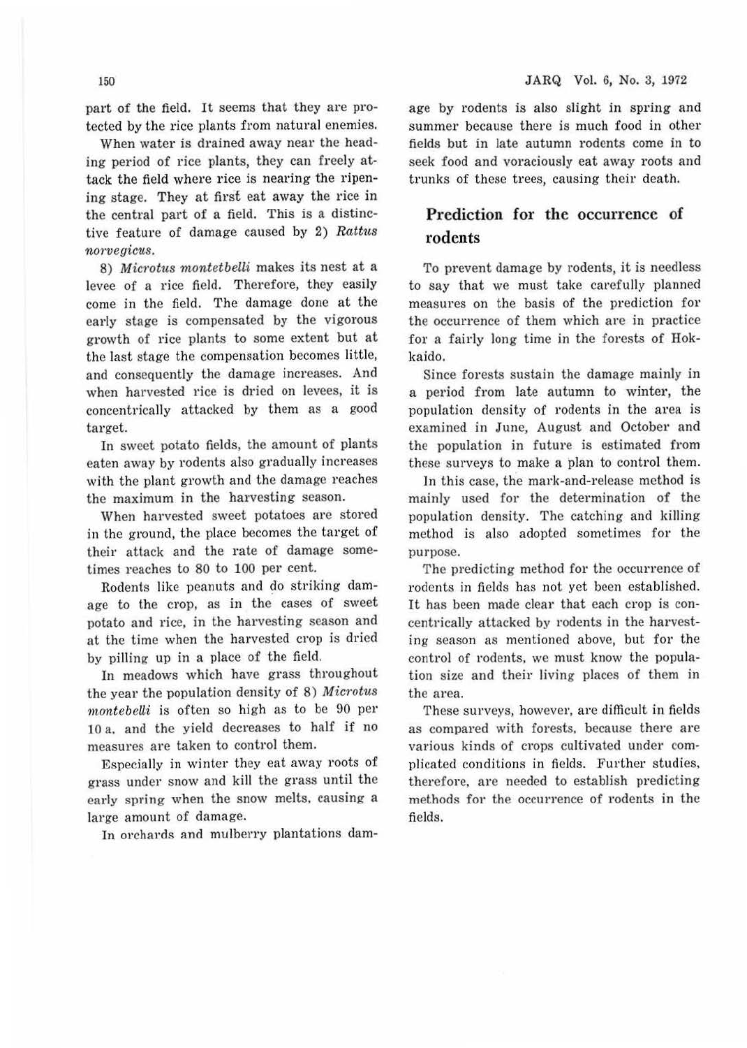part of the field. It seems that they are protected by the rice plants from natural enemies.

When water is drained away near the heading period of rice plants, they can freely attack the field where rice is nearing the ripening stage. They at first eat away the rice in the central part of a field. This is a distinctive feature of damage caused by 2) *Rattus norvegicus*.

8) *Microtus montetbelli* makes its nest at a levee of a rice field. Therefore, they easily come in the field. The damage done at the early stage is compensated by the vigorous growth of rice plants to some extent but at the last stage the compensation becomes little, and consequently the damage increases. And when harvested rice is dried on levees, it is concentrically attacked by them as a good target.

In sweet potato fields, the amount of plants eaten away by rodents also gradually increases with the plant growth and the damage reaches the maximum in the harvesting season.

When harvested sweet potatoes are stored in the ground, the place becomes the target of their attack and the rate of damage sometimes reaches to 80 to 100 per cent.

Rodents like peanuts and do striking damage to the crop, as in the cases of sweet potato and rice, in the harvesting season and at the time when the harvested crop is dried by pilling up in a place of the field.

In meadows which have grass throughout the year the population density of 8) *Microtus montebelli* is often so high as to be 90 per 10 a, and the yield decreases to half if no measures are taken to control them.

Especially in winter they eat away roots of grass under snow and kill the grass until the early spring when the snow melts, causing a large amount of damage.

In orchards and mulberry plantations damage by rodents is also slight in spring and summer because there is much food in other fields but in late autumn rodents come in to seek food and voraciously eat away roots and trunks of these trees, causing their death.

## Prediction for the occurrence of rodents

To prevent damage by rodents, it is needless to say that we must take carefully planned measures on the basis of the prediction for the occurrence of them which are in practice for a fairly long time in the forests of Hokkaido.

Since forests sustain the damage mainly in a period from late autumn to winter, the population density of rodents in the area is examined in June, August and October and the population in future is estimated from these surveys to make a plan to control them.

In this case, the mark-and-release method is mainly used for the determination of the population density. The catching and killing method is also adopted sometimes for the purpose.

The predicting method for the occurrence of rodents in fields has not yet been established. It has been made clear that each crop is concentrically attacked by rodents in the harvesting season as mentioned above, but for the control of rodents, we must know the population size and their living places of them in the area.

These surveys, however, are difficult in fields as compared with forests, because there are various kinds of crops cultivated under complicated conditions in fields. Further studies, therefore, are needed to establish predicting methods for the occurrence of rodents in the fields.